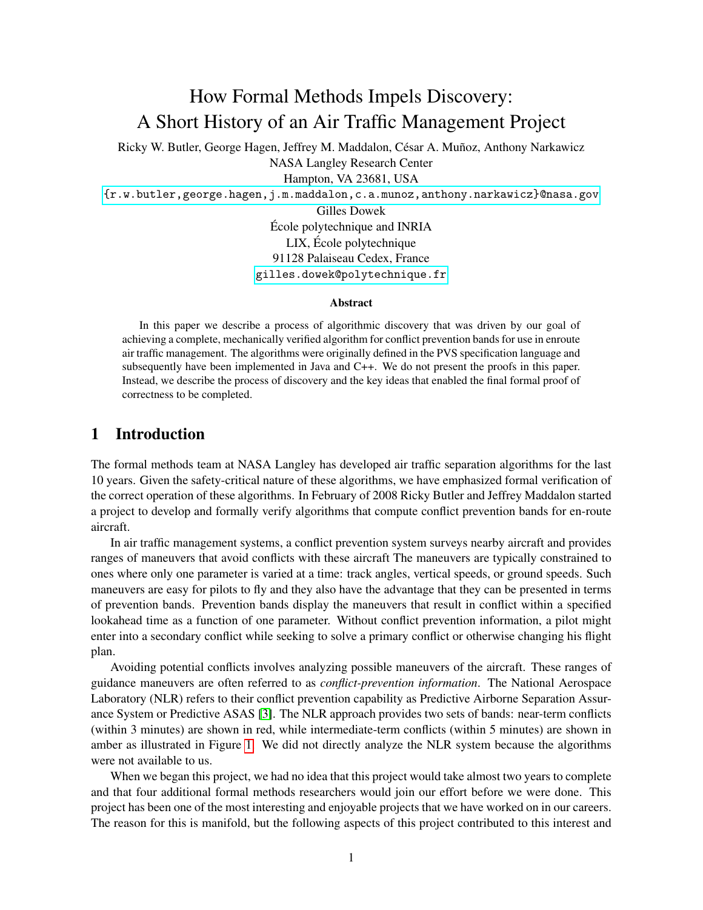# How Formal Methods Impels Discovery: A Short History of an Air Traffic Management Project

Ricky W. Butler, George Hagen, Jeffrey M. Maddalon, César A. Muñoz, Anthony Narkawicz
NASA Langley Research Center
Hampton, VA 23681, USA
{r.w.butler,george.hagen,j.m.maddalon,c.a.munoz,anthony.narkawicz}@nasa.gov

Gilles Dowek
École polytechnique and INRIA
LIX, École polytechnique
91128 Palaiseau Cedex, France
gilles.dowek@polytechnique.fr

### Abstract

In this paper we describe a process of algorithmic discovery that was driven by our goal of achieving a complete, mechanically verified algorithm for conflict prevention bands for use in enroute air traffic management. The algorithms were originally defined in the PVS specification language and subsequently have been implemented in Java and C++. We do not present the proofs in this paper. Instead, we describe the process of discovery and the key ideas that enabled the final formal proof of correctness to be completed.

## 1 Introduction

The formal methods team at NASA Langley has developed air traffic separation algorithms for the last 10 years. Given the safety-critical nature of these algorithms, we have emphasized formal verification of the correct operation of these algorithms. In February of 2008 Ricky Butler and Jeffrey Maddalon started a project to develop and formally verify algorithms that compute conflict prevention bands for en-route aircraft.

In air traffic management systems, a conflict prevention system surveys nearby aircraft and provides ranges of maneuvers that avoid conflicts with these aircraft The maneuvers are typically constrained to ones where only one parameter is varied at a time: track angles, vertical speeds, or ground speeds. Such maneuvers are easy for pilots to fly and they also have the advantage that they can be presented in terms of prevention bands. Prevention bands display the maneuvers that result in conflict within a specified lookahead time as a function of one parameter. Without conflict prevention information, a pilot might enter into a secondary conflict while seeking to solve a primary conflict or otherwise changing his flight plan.

Avoiding potential conflicts involves analyzing possible maneuvers of the aircraft. These ranges of guidance maneuvers are often referred to as *conflict-prevention information*. The National Aerospace Laboratory (NLR) refers to their conflict prevention capability as Predictive Airborne Separation Assurance System or Predictive ASAS [3]. The NLR approach provides two sets of bands: near-term conflicts (within 3 minutes) are shown in red, while intermediate-term conflicts (within 5 minutes) are shown in amber as illustrated in Figure 1. We did not directly analyze the NLR system because the algorithms were not available to us.

When we began this project, we had no idea that this project would take almost two years to complete and that four additional formal methods researchers would join our effort before we were done. This project has been one of the most interesting and enjoyable projects that we have worked on in our careers. The reason for this is manifold, but the following aspects of this project contributed to this interest and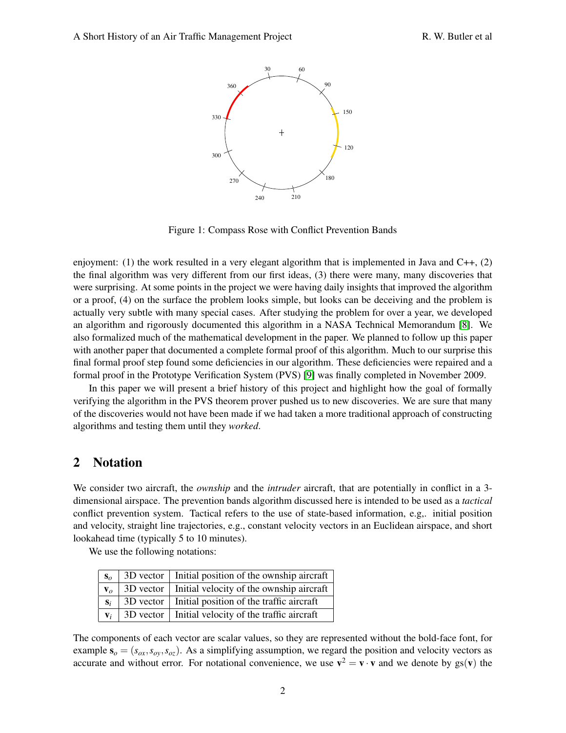Figure 1: Compass Rose with Conflict Prevention Bands

enjoyment: (1) the work resulted in a very elegant algorithm that is implemented in Java and C++, (2) the final algorithm was very different from our first ideas, (3) there were many, many discoveries that were surprising. At some points in the project we were having daily insights that improved the algorithm or a proof, (4) on the surface the problem looks simple, but looks can be deceiving and the problem is actually very subtle with many special cases. After studying the problem for over a year, we developed an algorithm and rigorously documented this algorithm in a NASA Technical Memorandum [8]. We also formalized much of the mathematical development in the paper. We planned to follow up this paper with another paper that documented a complete formal proof of this algorithm. Much to our surprise this final formal proof step found some deficiencies in our algorithm. These deficiencies were repaired and a formal proof in the Prototype Verification System (PVS) [9] was finally completed in November 2009.

In this paper we will present a brief history of this project and highlight how the goal of formally verifying the algorithm in the PVS theorem prover pushed us to new discoveries. We are sure that many of the discoveries would not have been made if we had taken a more traditional approach of constructing algorithms and testing them until they *worked*.

## 2 Notation

We consider two aircraft, the *ownship* and the *intruder* aircraft, that are potentially in conflict in a 3-dimensional airspace. The prevention bands algorithm discussed here is intended to be used as a *tactical* conflict prevention system. Tactical refers to the use of state-based information, e.g,. initial position and velocity, straight line trajectories, e.g., constant velocity vectors in an Euclidean airspace, and short lookahead time (typically 5 to 10 minutes).

We use the following notations:

| | | |
|---|---|---|
| $\mathbf{s}_o$ | 3D vector | Initial position of the ownship aircraft |
| $\mathbf{v}_o$ | 3D vector | Initial velocity of the ownship aircraft |
| $\mathbf{s}_i$ | 3D vector | Initial position of the traffic aircraft |
| $\mathbf{v}_i$ | 3D vector | Initial velocity of the traffic aircraft |

The components of each vector are scalar values, so they are represented without the bold-face font, for example $\mathbf{s}_o = (s_{ox}, s_{oy}, s_{oz})$. As a simplifying assumption, we regard the position and velocity vectors as accurate and without error. For notational convenience, we use $\mathbf{v}^2 = \mathbf{v} \cdot \mathbf{v}$ and we denote by $\text{gs}(\mathbf{v})$ the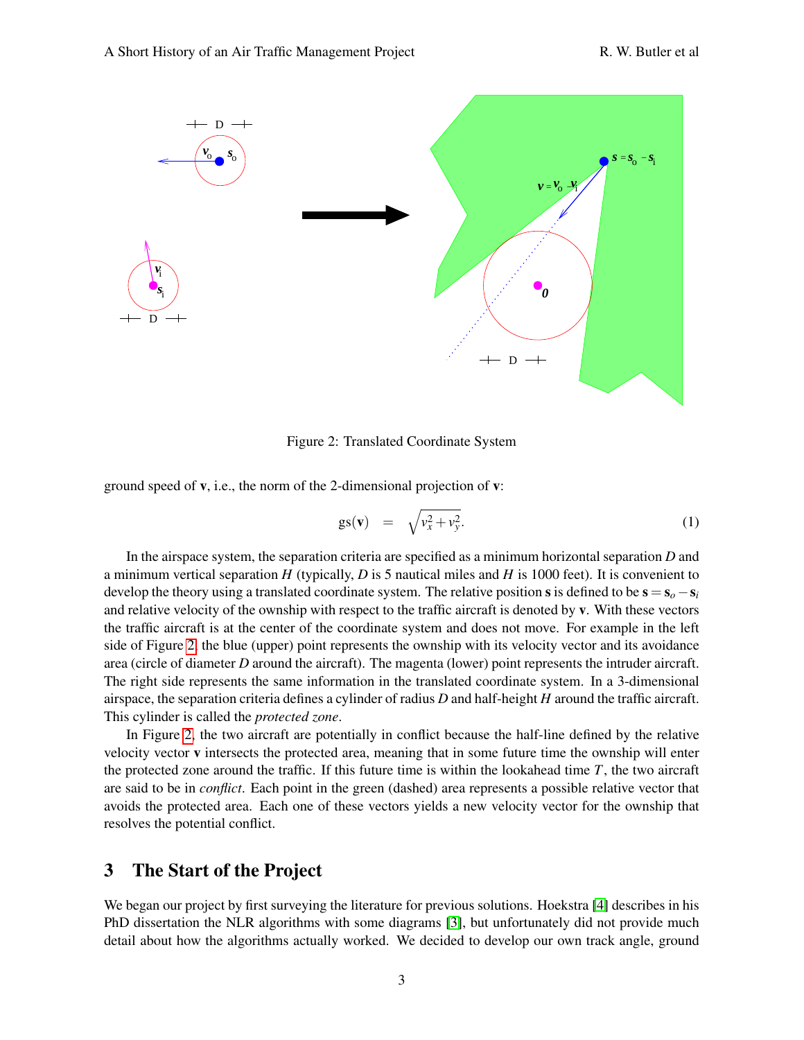Figure 2: Translated Coordinate System

ground speed of $\mathbf{v}$, i.e., the norm of the 2-dimensional projection of $\mathbf{v}$:

$$\text{gs}(\mathbf{v}) \quad = \quad \sqrt{v_x^2 + v_y^2}. \tag{1}$$

In the airspace system, the separation criteria are specified as a minimum horizontal separation $D$ and a minimum vertical separation $H$ (typically, $D$ is 5 nautical miles and $H$ is 1000 feet). It is convenient to develop the theory using a translated coordinate system. The relative position $\mathbf{s}$ is defined to be $\mathbf{s} = \mathbf{s}_o - \mathbf{s}_i$ and relative velocity of the ownship with respect to the traffic aircraft is denoted by $\mathbf{v}$. With these vectors the traffic aircraft is at the center of the coordinate system and does not move. For example in the left side of Figure 2, the blue (upper) point represents the ownship with its velocity vector and its avoidance area (circle of diameter $D$ around the aircraft). The magenta (lower) point represents the intruder aircraft. The right side represents the same information in the translated coordinate system. In a 3-dimensional airspace, the separation criteria defines a cylinder of radius $D$ and half-height $H$ around the traffic aircraft. This cylinder is called the *protected zone*.

In Figure 2, the two aircraft are potentially in conflict because the half-line defined by the relative velocity vector $\mathbf{v}$ intersects the protected area, meaning that in some future time the ownship will enter the protected zone around the traffic. If this future time is within the lookahead time $T$, the two aircraft are said to be in *conflict*. Each point in the green (dashed) area represents a possible relative vector that avoids the protected area. Each one of these vectors yields a new velocity vector for the ownship that resolves the potential conflict.

## 3 The Start of the Project

We began our project by first surveying the literature for previous solutions. Hoekstra [4] describes in his PhD dissertation the NLR algorithms with some diagrams [3], but unfortunately did not provide much detail about how the algorithms actually worked. We decided to develop our own track angle, ground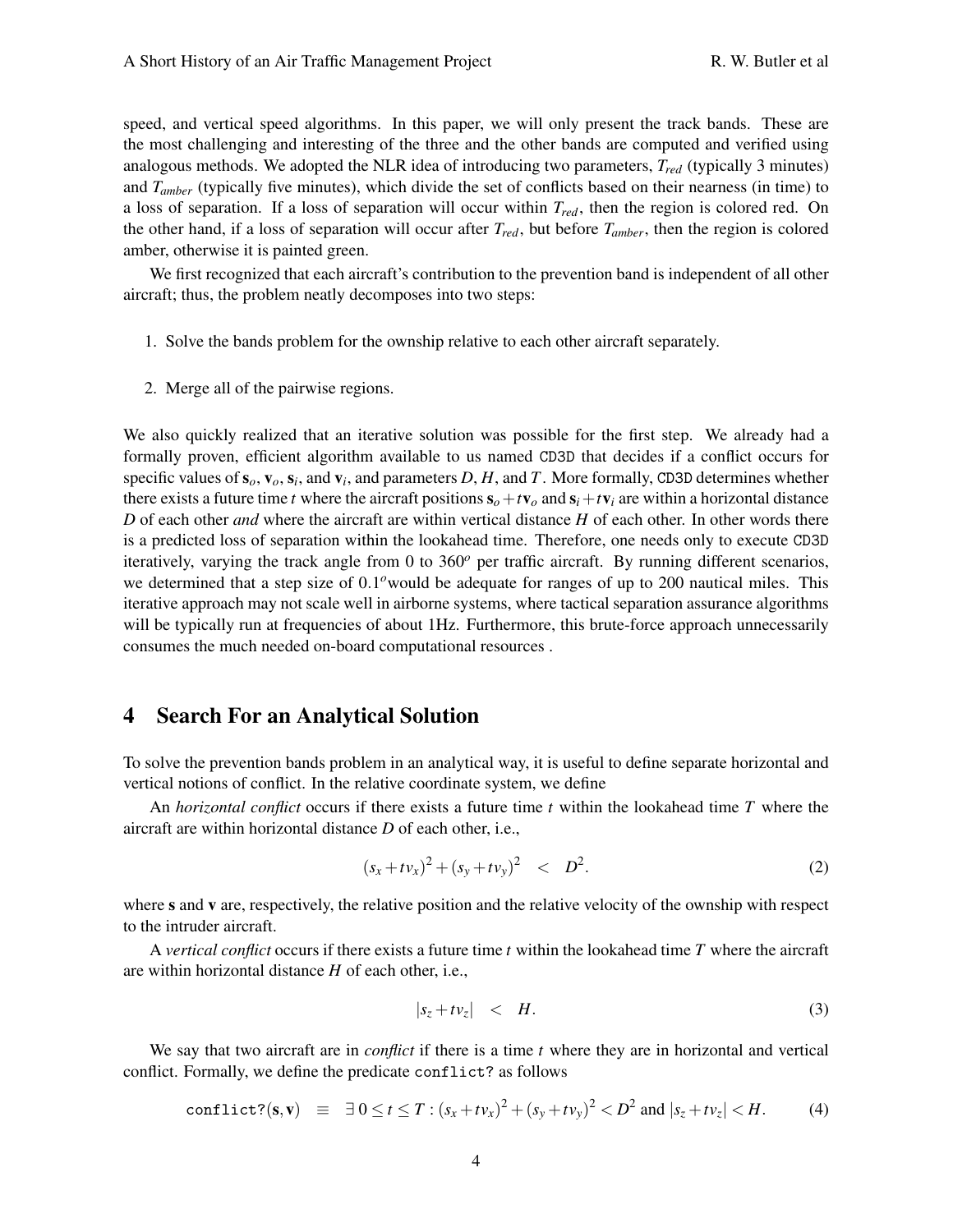speed, and vertical speed algorithms. In this paper, we will only present the track bands. These are the most challenging and interesting of the three and the other bands are computed and verified using analogous methods. We adopted the NLR idea of introducing two parameters, $T_{red}$ (typically 3 minutes) and $T_{amber}$ (typically five minutes), which divide the set of conflicts based on their nearness (in time) to a loss of separation. If a loss of separation will occur within $T_{red}$, then the region is colored red. On the other hand, if a loss of separation will occur after $T_{red}$, but before $T_{amber}$, then the region is colored amber, otherwise it is painted green.

We first recognized that each aircraft's contribution to the prevention band is independent of all other aircraft; thus, the problem neatly decomposes into two steps:

1. Solve the bands problem for the ownship relative to each other aircraft separately.
2. Merge all of the pairwise regions.

We also quickly realized that an iterative solution was possible for the first step. We already had a formally proven, efficient algorithm available to us named `CD3D` that decides if a conflict occurs for specific values of $\mathbf{s}_o$, $\mathbf{v}_o$, $\mathbf{s}_i$, and $\mathbf{v}_i$, and parameters $D$, $H$, and $T$. More formally, `CD3D` determines whether there exists a future time $t$ where the aircraft positions $\mathbf{s}_o + t\mathbf{v}_o$ and $\mathbf{s}_i + t\mathbf{v}_i$ are within a horizontal distance $D$ of each other *and* where the aircraft are within vertical distance $H$ of each other. In other words there is a predicted loss of separation within the lookahead time. Therefore, one needs only to execute `CD3D` iteratively, varying the track angle from 0 to $360^o$ per traffic aircraft. By running different scenarios, we determined that a step size of $0.1^o$would be adequate for ranges of up to 200 nautical miles. This iterative approach may not scale well in airborne systems, where tactical separation assurance algorithms will be typically run at frequencies of about 1Hz. Furthermore, this brute-force approach unnecessarily consumes the much needed on-board computational resources .

## 4 Search For an Analytical Solution

To solve the prevention bands problem in an analytical way, it is useful to define separate horizontal and vertical notions of conflict. In the relative coordinate system, we define

An *horizontal conflict* occurs if there exists a future time $t$ within the lookahead time $T$ where the aircraft are within horizontal distance $D$ of each other, i.e.,

$$(s_x + tv_x)^2 + (s_y + tv_y)^2 \quad < \quad D^2. \tag{2}$$

where $\mathbf{s}$ and $\mathbf{v}$ are, respectively, the relative position and the relative velocity of the ownship with respect to the intruder aircraft.

A *vertical conflict* occurs if there exists a future time $t$ within the lookahead time $T$ where the aircraft are within horizontal distance $H$ of each other, i.e.,

$$|s_z + tv_z| \quad < \quad H. \tag{3}$$

We say that two aircraft are in *conflict* if there is a time $t$ where they are in horizontal and vertical conflict. Formally, we define the predicate `conflict?` as follows

$$\texttt{conflict?}(\mathbf{s},\mathbf{v}) \quad \equiv \quad \exists\, 0 \leq t \leq T : (s_x + tv_x)^2 + (s_y + tv_y)^2 < D^2 \text{ and } |s_z + tv_z| < H. \tag{4}$$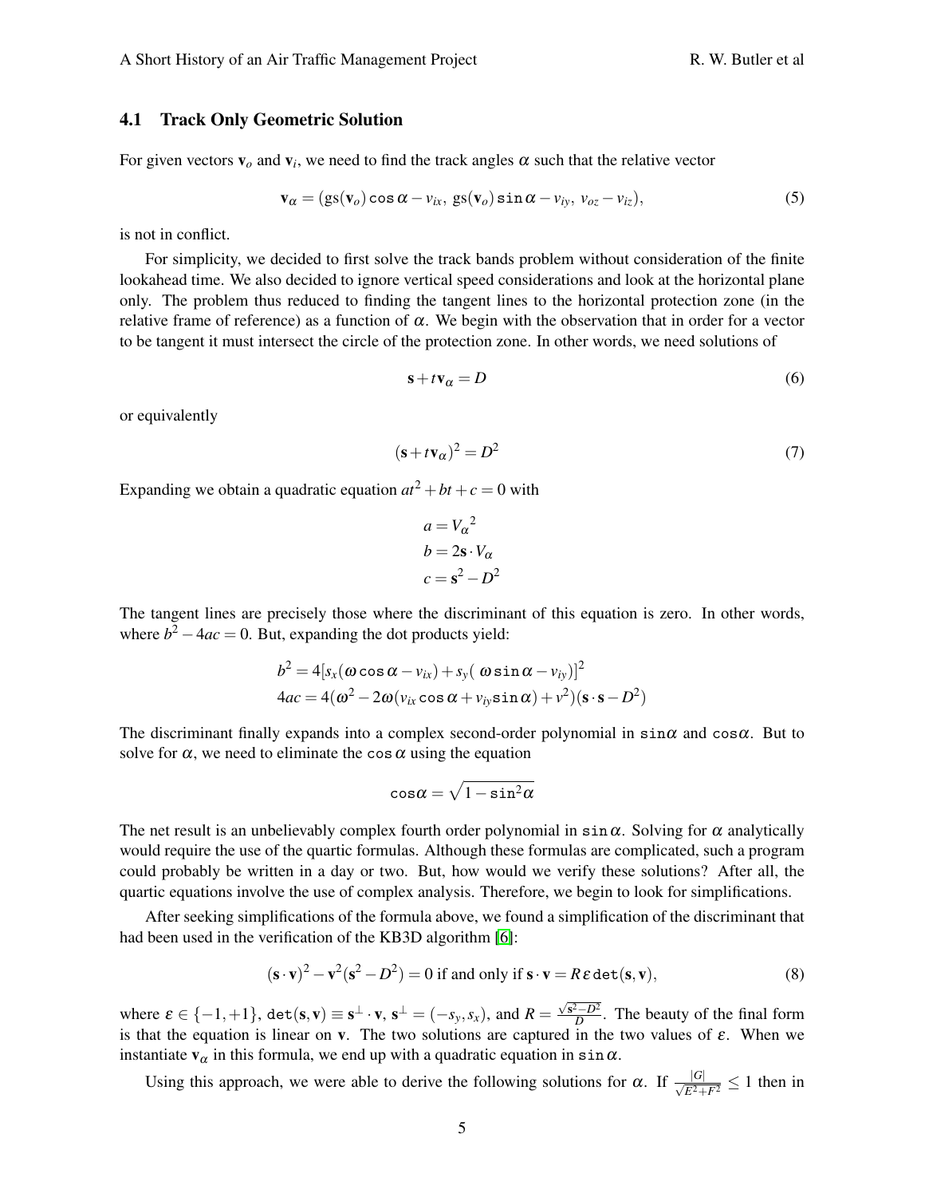### 4.1 Track Only Geometric Solution

For given vectors $\mathbf{v}_o$ and $\mathbf{v}_i$, we need to find the track angles $\alpha$ such that the relative vector

$$\mathbf{v}_\alpha = (\mathrm{gs}(\mathbf{v}_o)\,\mathtt{cos}\,\alpha - v_{ix},\ \mathrm{gs}(\mathbf{v}_o)\,\mathtt{sin}\,\alpha - v_{iy},\ v_{oz} - v_{iz}), \tag{5}$$

is not in conflict.

For simplicity, we decided to first solve the track bands problem without consideration of the finite lookahead time. We also decided to ignore vertical speed considerations and look at the horizontal plane only. The problem thus reduced to finding the tangent lines to the horizontal protection zone (in the relative frame of reference) as a function of $\alpha$. We begin with the observation that in order for a vector to be tangent it must intersect the circle of the protection zone. In other words, we need solutions of

$$\mathbf{s} + t\mathbf{v}_\alpha = D \tag{6}$$

or equivalently

$$(\mathbf{s} + t\mathbf{v}_\alpha)^2 = D^2 \tag{7}$$

Expanding we obtain a quadratic equation $at^2 + bt + c = 0$ with

$$\begin{aligned} a &= {V_\alpha}^2 \\ b &= 2\mathbf{s} \cdot V_\alpha \\ c &= \mathbf{s}^2 - D^2 \end{aligned}$$

The tangent lines are precisely those where the discriminant of this equation is zero. In other words, where $b^2 - 4ac = 0$. But, expanding the dot products yield:

$$\begin{aligned} b^2 &= 4[s_x(\omega\,\mathtt{cos}\,\alpha - v_{ix}) + s_y(\ \omega\,\mathtt{sin}\,\alpha - v_{iy})]^2 \\ 4ac &= 4(\omega^2 - 2\omega(v_{ix}\,\mathtt{cos}\,\alpha + v_{iy}\mathtt{sin}\,\alpha) + v^2)(\mathbf{s}\cdot\mathbf{s} - D^2) \end{aligned}$$

The discriminant finally expands into a complex second-order polynomial in $\mathtt{sin}\alpha$ and $\mathtt{cos}\alpha$. But to solve for $\alpha$, we need to eliminate the $\mathtt{cos}\,\alpha$ using the equation

$$\mathtt{cos}\alpha = \sqrt{1 - \mathtt{sin}^2\alpha}$$

The net result is an unbelievably complex fourth order polynomial in $\mathtt{sin}\,\alpha$. Solving for $\alpha$ analytically would require the use of the quartic formulas. Although these formulas are complicated, such a program could probably be written in a day or two. But, how would we verify these solutions? After all, the quartic equations involve the use of complex analysis. Therefore, we begin to look for simplifications.

After seeking simplifications of the formula above, we found a simplification of the discriminant that had been used in the verification of the KB3D algorithm [6]:

$$(\mathbf{s}\cdot\mathbf{v})^2 - \mathbf{v}^2(\mathbf{s}^2 - D^2) = 0 \text{ if and only if } \mathbf{s}\cdot\mathbf{v} = R\,\varepsilon\,\mathtt{det}(\mathbf{s},\mathbf{v}), \tag{8}$$

where $\varepsilon \in \{-1,+1\}$, $\mathtt{det}(\mathbf{s},\mathbf{v}) \equiv \mathbf{s}^\perp \cdot \mathbf{v}$, $\mathbf{s}^\perp = (-s_y, s_x)$, and $R = \frac{\sqrt{\mathbf{s}^2 - D^2}}{D}$. The beauty of the final form is that the equation is linear on $\mathbf{v}$. The two solutions are captured in the two values of $\varepsilon$. When we instantiate $\mathbf{v}_\alpha$ in this formula, we end up with a quadratic equation in $\mathtt{sin}\,\alpha$.

Using this approach, we were able to derive the following solutions for $\alpha$. If $\frac{|G|}{\sqrt{E^2+F^2}} \leq 1$ then in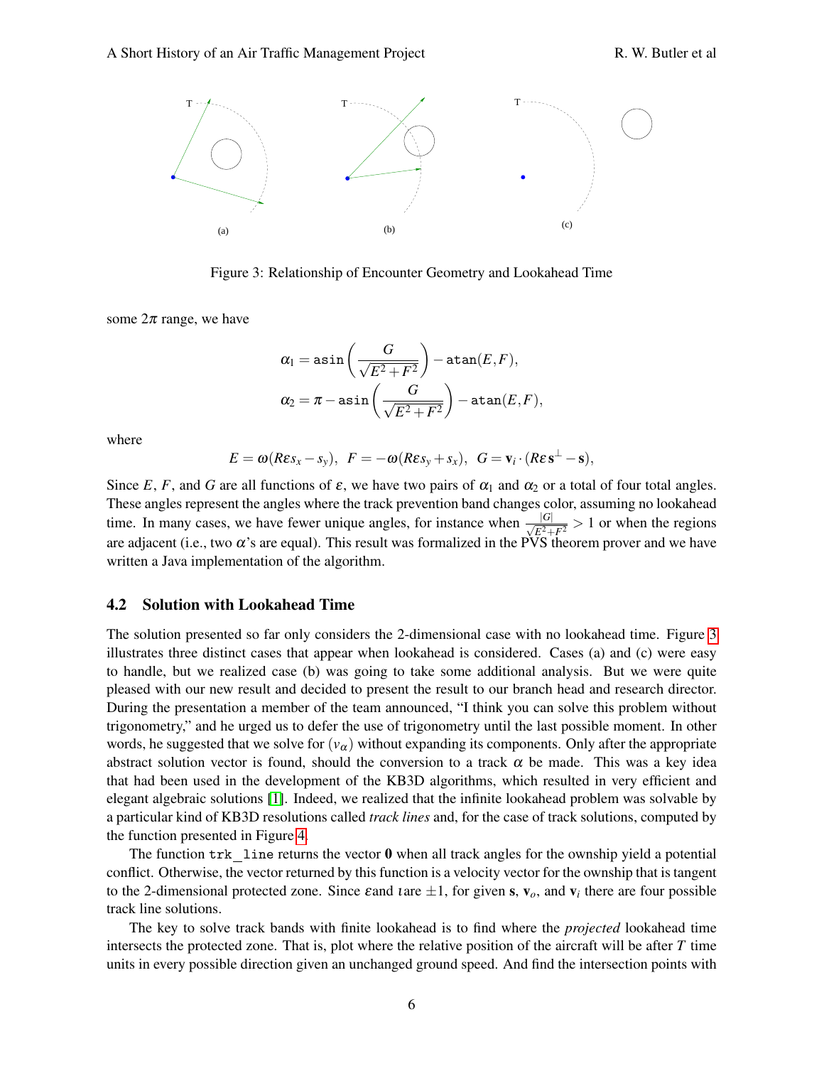Figure 3: Relationship of Encounter Geometry and Lookahead Time

some $2\pi$ range, we have

$$\alpha_1 = \texttt{asin}\left(\frac{G}{\sqrt{E^2+F^2}}\right) - \texttt{atan}(E,F),$$

$$\alpha_2 = \pi - \texttt{asin}\left(\frac{G}{\sqrt{E^2+F^2}}\right) - \texttt{atan}(E,F),$$

where

$$E = \omega(R\varepsilon s_x - s_y), \;\; F = -\omega(R\varepsilon s_y + s_x), \;\; G = \mathbf{v}_i \cdot (R\varepsilon \mathbf{s}^{\perp} - \mathbf{s}),$$

Since $E$, $F$, and $G$ are all functions of $\varepsilon$, we have two pairs of $\alpha_1$ and $\alpha_2$ or a total of four total angles. These angles represent the angles where the track prevention band changes color, assuming no lookahead time. In many cases, we have fewer unique angles, for instance when $\frac{|G|}{\sqrt{E^2+F^2}} > 1$ or when the regions are adjacent (i.e., two $\alpha$'s are equal). This result was formalized in the PVS theorem prover and we have written a Java implementation of the algorithm.

### 4.2 Solution with Lookahead Time

The solution presented so far only considers the 2-dimensional case with no lookahead time. Figure 3 illustrates three distinct cases that appear when lookahead is considered. Cases (a) and (c) were easy to handle, but we realized case (b) was going to take some additional analysis. But we were quite pleased with our new result and decided to present the result to our branch head and research director. During the presentation a member of the team announced, "I think you can solve this problem without trigonometry," and he urged us to defer the use of trigonometry until the last possible moment. In other words, he suggested that we solve for $(v_\alpha)$ without expanding its components. Only after the appropriate abstract solution vector is found, should the conversion to a track $\alpha$ be made. This was a key idea that had been used in the development of the KB3D algorithms, which resulted in very efficient and elegant algebraic solutions [1]. Indeed, we realized that the infinite lookahead problem was solvable by a particular kind of KB3D resolutions called *track lines* and, for the case of track solutions, computed by the function presented in Figure 4.

The function `trk_line` returns the vector $\mathbf{0}$ when all track angles for the ownship yield a potential conflict. Otherwise, the vector returned by this function is a velocity vector for the ownship that is tangent to the 2-dimensional protected zone. Since $\varepsilon$and $\iota$are $\pm 1$, for given $\mathbf{s}$, $\mathbf{v}_o$, and $\mathbf{v}_i$ there are four possible track line solutions.

The key to solve track bands with finite lookahead is to find where the *projected* lookahead time intersects the protected zone. That is, plot where the relative position of the aircraft will be after $T$ time units in every possible direction given an unchanged ground speed. And find the intersection points with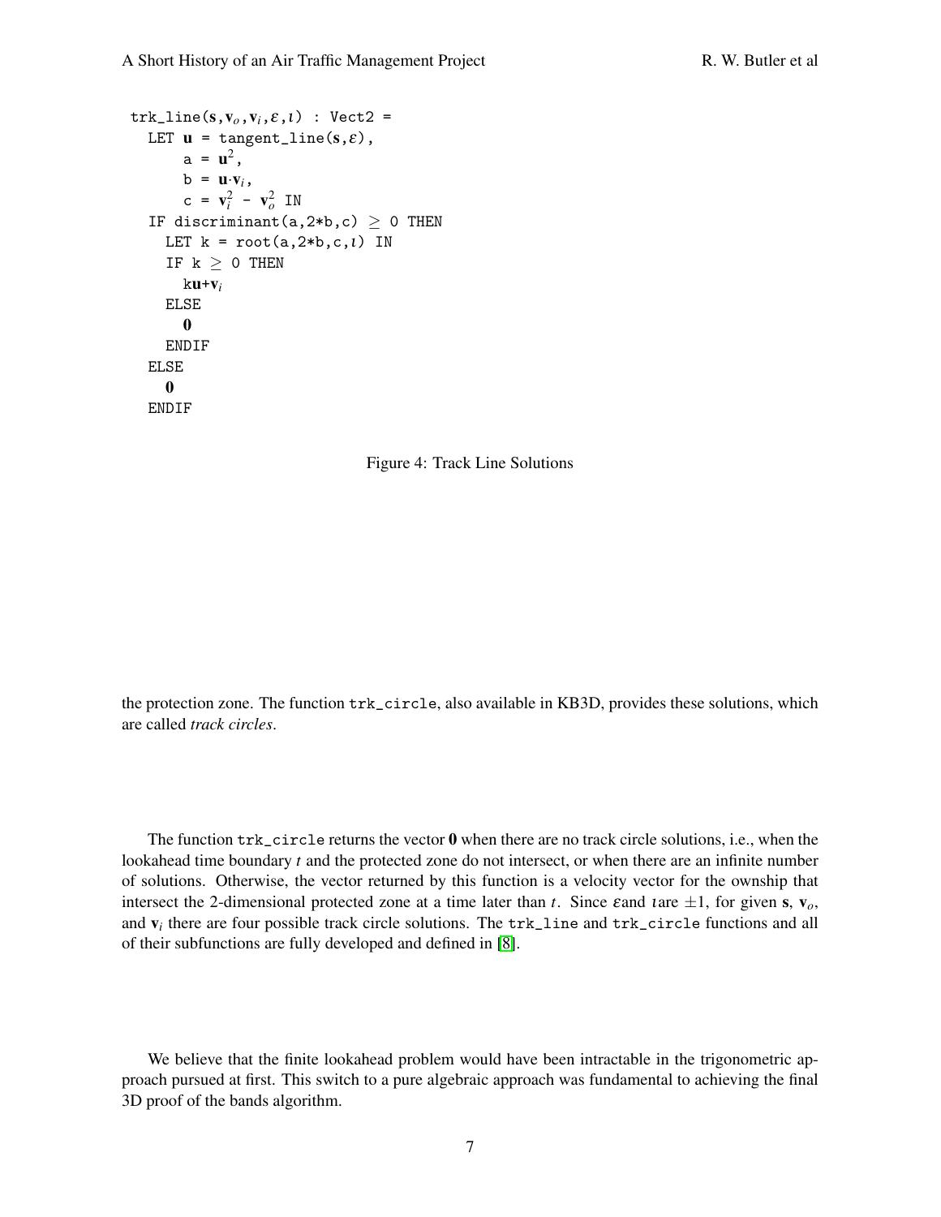```
trk_line(s,v_o,v_i,ε,ι) : Vect2 =
  LET u = tangent_line(s,ε),
      a = u^2,
      b = u·v_i,
      c = v_i^2 - v_o^2 IN
  IF discriminant(a,2*b,c) ≥ 0 THEN
    LET k = root(a,2*b,c,ι) IN
    IF k ≥ 0 THEN
      ku+v_i
    ELSE
      0
    ENDIF
  ELSE
    0
  ENDIF
```

Figure 4: Track Line Solutions

the protection zone. The function `trk_circle`, also available in KB3D, provides these solutions, which are called *track circles*.

The function `trk_circle` returns the vector $\mathbf{0}$ when there are no track circle solutions, i.e., when the lookahead time boundary $t$ and the protected zone do not intersect, or when there are an infinite number of solutions. Otherwise, the vector returned by this function is a velocity vector for the ownship that intersect the 2-dimensional protected zone at a time later than $t$. Since $\varepsilon$ and $\iota$ are $\pm 1$, for given $\mathbf{s}$, $\mathbf{v}_o$, and $\mathbf{v}_i$ there are four possible track circle solutions. The `trk_line` and `trk_circle` functions and all of their subfunctions are fully developed and defined in [8].

We believe that the finite lookahead problem would have been intractable in the trigonometric approach pursued at first. This switch to a pure algebraic approach was fundamental to achieving the final 3D proof of the bands algorithm.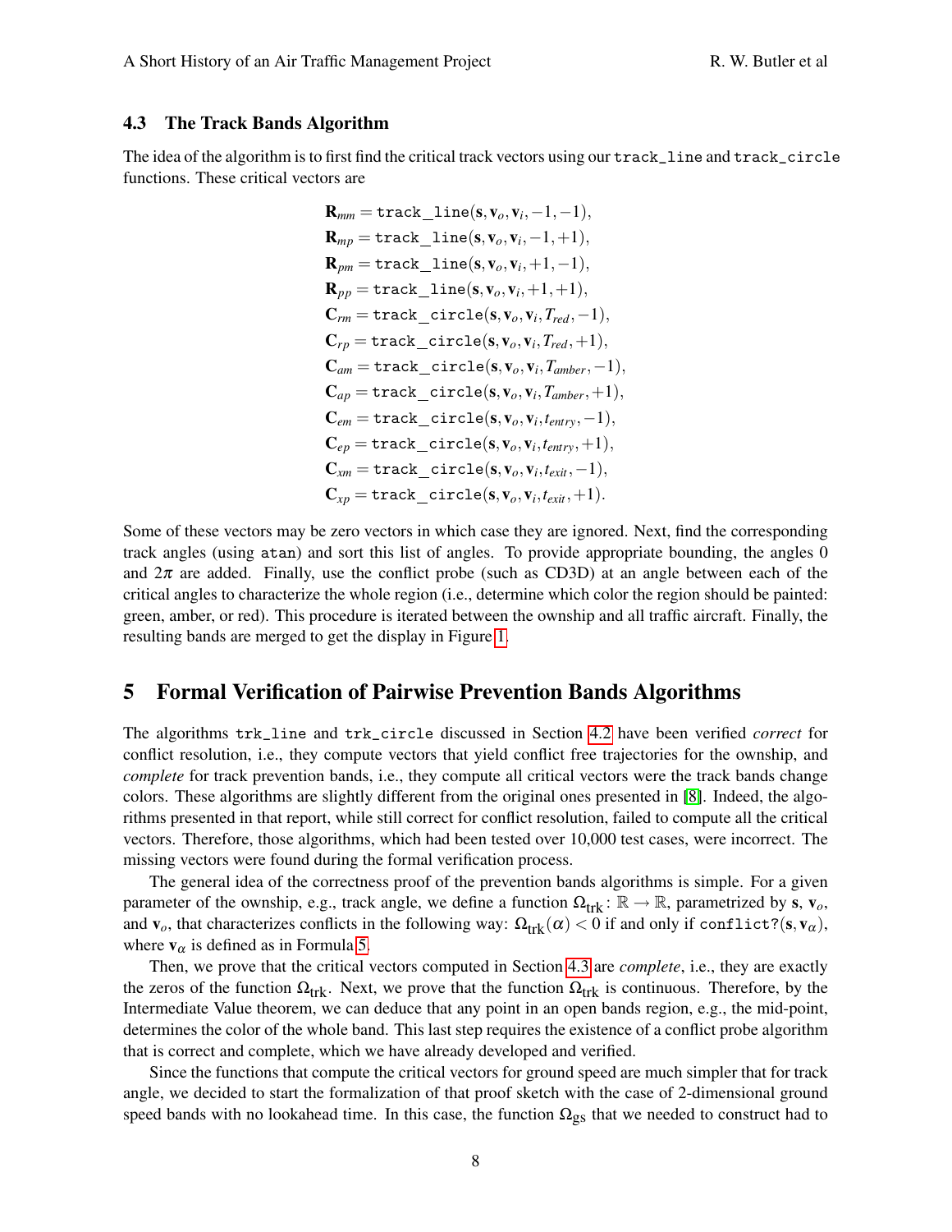### 4.3 The Track Bands Algorithm

The idea of the algorithm is to first find the critical track vectors using our `track_line` and `track_circle` functions. These critical vectors are

$$
\begin{aligned}
\mathbf{R}_{mm} &= \texttt{track\_line}(\mathbf{s}, \mathbf{v}_o, \mathbf{v}_i, -1, -1), \\
\mathbf{R}_{mp} &= \texttt{track\_line}(\mathbf{s}, \mathbf{v}_o, \mathbf{v}_i, -1, +1), \\
\mathbf{R}_{pm} &= \texttt{track\_line}(\mathbf{s}, \mathbf{v}_o, \mathbf{v}_i, +1, -1), \\
\mathbf{R}_{pp} &= \texttt{track\_line}(\mathbf{s}, \mathbf{v}_o, \mathbf{v}_i, +1, +1), \\
\mathbf{C}_{rm} &= \texttt{track\_circle}(\mathbf{s}, \mathbf{v}_o, \mathbf{v}_i, T_{red}, -1), \\
\mathbf{C}_{rp} &= \texttt{track\_circle}(\mathbf{s}, \mathbf{v}_o, \mathbf{v}_i, T_{red}, +1), \\
\mathbf{C}_{am} &= \texttt{track\_circle}(\mathbf{s}, \mathbf{v}_o, \mathbf{v}_i, T_{amber}, -1), \\
\mathbf{C}_{ap} &= \texttt{track\_circle}(\mathbf{s}, \mathbf{v}_o, \mathbf{v}_i, T_{amber}, +1), \\
\mathbf{C}_{em} &= \texttt{track\_circle}(\mathbf{s}, \mathbf{v}_o, \mathbf{v}_i, t_{entry}, -1), \\
\mathbf{C}_{ep} &= \texttt{track\_circle}(\mathbf{s}, \mathbf{v}_o, \mathbf{v}_i, t_{entry}, +1), \\
\mathbf{C}_{xm} &= \texttt{track\_circle}(\mathbf{s}, \mathbf{v}_o, \mathbf{v}_i, t_{exit}, -1), \\
\mathbf{C}_{xp} &= \texttt{track\_circle}(\mathbf{s}, \mathbf{v}_o, \mathbf{v}_i, t_{exit}, +1).
\end{aligned}
$$

Some of these vectors may be zero vectors in which case they are ignored. Next, find the corresponding track angles (using `atan`) and sort this list of angles. To provide appropriate bounding, the angles 0 and $2\pi$ are added. Finally, use the conflict probe (such as CD3D) at an angle between each of the critical angles to characterize the whole region (i.e., determine which color the region should be painted: green, amber, or red). This procedure is iterated between the ownship and all traffic aircraft. Finally, the resulting bands are merged to get the display in Figure 1.

## 5 Formal Verification of Pairwise Prevention Bands Algorithms

The algorithms `trk_line` and `trk_circle` discussed in Section 4.2 have been verified *correct* for conflict resolution, i.e., they compute vectors that yield conflict free trajectories for the ownship, and *complete* for track prevention bands, i.e., they compute all critical vectors were the track bands change colors. These algorithms are slightly different from the original ones presented in [8]. Indeed, the algorithms presented in that report, while still correct for conflict resolution, failed to compute all the critical vectors. Therefore, those algorithms, which had been tested over 10,000 test cases, were incorrect. The missing vectors were found during the formal verification process.

The general idea of the correctness proof of the prevention bands algorithms is simple. For a given parameter of the ownship, e.g., track angle, we define a function $\Omega_{\text{trk}} : \mathbb{R} \to \mathbb{R}$, parametrized by $\mathbf{s}$, $\mathbf{v}_o$, and $\mathbf{v}_o$, that characterizes conflicts in the following way: $\Omega_{\text{trk}}(\alpha) < 0$ if and only if $\texttt{conflict?}(\mathbf{s}, \mathbf{v}_\alpha)$, where $\mathbf{v}_\alpha$ is defined as in Formula 5.

Then, we prove that the critical vectors computed in Section 4.3 are *complete*, i.e., they are exactly the zeros of the function $\Omega_{\text{trk}}$. Next, we prove that the function $\Omega_{\text{trk}}$ is continuous. Therefore, by the Intermediate Value theorem, we can deduce that any point in an open bands region, e.g., the mid-point, determines the color of the whole band. This last step requires the existence of a conflict probe algorithm that is correct and complete, which we have already developed and verified.

Since the functions that compute the critical vectors for ground speed are much simpler that for track angle, we decided to start the formalization of that proof sketch with the case of 2-dimensional ground speed bands with no lookahead time. In this case, the function $\Omega_{\text{gs}}$ that we needed to construct had to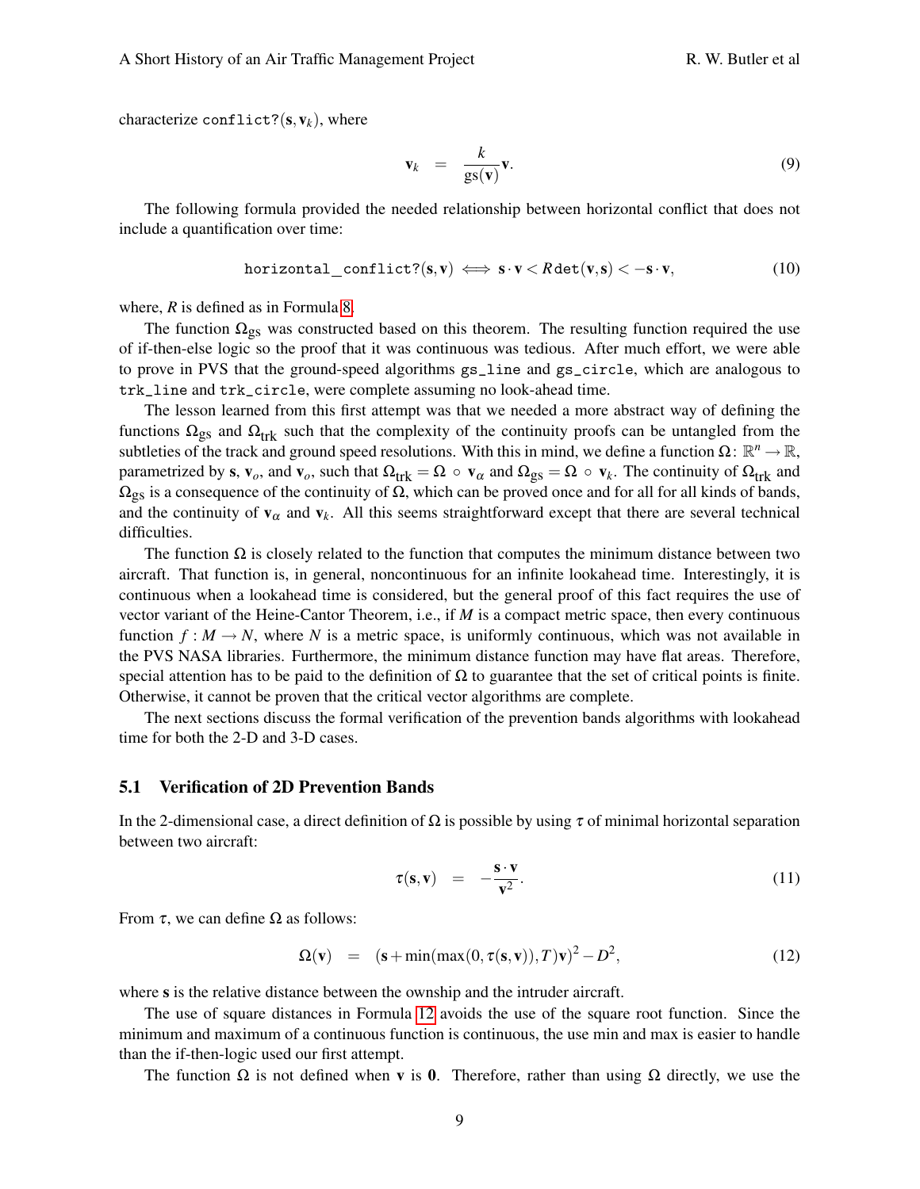characterize `conflict?`$(\mathbf{s}, \mathbf{v}_k)$, where

$$\mathbf{v}_k \quad = \quad \frac{k}{\mathrm{gs}(\mathbf{v})}\mathbf{v}. \tag{9}$$

The following formula provided the needed relationship between horizontal conflict that does not include a quantification over time:

$$\texttt{horizontal\_conflict?}(\mathbf{s}, \mathbf{v}) \iff \mathbf{s} \cdot \mathbf{v} < R\,\mathrm{det}(\mathbf{v}, \mathbf{s}) < -\mathbf{s} \cdot \mathbf{v}, \tag{10}$$

where, $R$ is defined as in Formula 8.

The function $\Omega_{\mathrm{gs}}$ was constructed based on this theorem. The resulting function required the use of if-then-else logic so the proof that it was continuous was tedious. After much effort, we were able to prove in PVS that the ground-speed algorithms `gs_line` and `gs_circle`, which are analogous to `trk_line` and `trk_circle`, were complete assuming no look-ahead time.

The lesson learned from this first attempt was that we needed a more abstract way of defining the functions $\Omega_{\mathrm{gs}}$ and $\Omega_{\mathrm{trk}}$ such that the complexity of the continuity proofs can be untangled from the subtleties of the track and ground speed resolutions. With this in mind, we define a function $\Omega\colon \mathbb{R}^n \to \mathbb{R}$, parametrized by $\mathbf{s}$, $\mathbf{v}_o$, and $\mathbf{v}_o$, such that $\Omega_{\mathrm{trk}} = \Omega \circ \mathbf{v}_\alpha$ and $\Omega_{\mathrm{gs}} = \Omega \circ \mathbf{v}_k$. The continuity of $\Omega_{\mathrm{trk}}$ and $\Omega_{\mathrm{gs}}$ is a consequence of the continuity of $\Omega$, which can be proved once and for all for all kinds of bands, and the continuity of $\mathbf{v}_\alpha$ and $\mathbf{v}_k$. All this seems straightforward except that there are several technical difficulties.

The function $\Omega$ is closely related to the function that computes the minimum distance between two aircraft. That function is, in general, noncontinuous for an infinite lookahead time. Interestingly, it is continuous when a lookahead time is considered, but the general proof of this fact requires the use of vector variant of the Heine-Cantor Theorem, i.e., if $M$ is a compact metric space, then every continuous function $f: M \to N$, where $N$ is a metric space, is uniformly continuous, which was not available in the PVS NASA libraries. Furthermore, the minimum distance function may have flat areas. Therefore, special attention has to be paid to the definition of $\Omega$ to guarantee that the set of critical points is finite. Otherwise, it cannot be proven that the critical vector algorithms are complete.

The next sections discuss the formal verification of the prevention bands algorithms with lookahead time for both the 2-D and 3-D cases.

## 5.1 Verification of 2D Prevention Bands

In the 2-dimensional case, a direct definition of $\Omega$ is possible by using $\tau$ of minimal horizontal separation between two aircraft:

$$\tau(\mathbf{s}, \mathbf{v}) \quad = \quad -\frac{\mathbf{s} \cdot \mathbf{v}}{\mathbf{v}^2}. \tag{11}$$

From $\tau$, we can define $\Omega$ as follows:

$$\Omega(\mathbf{v}) \quad = \quad (\mathbf{s} + \min(\max(0, \tau(\mathbf{s}, \mathbf{v})), T)\mathbf{v})^2 - D^2, \tag{12}$$

where $\mathbf{s}$ is the relative distance between the ownship and the intruder aircraft.

The use of square distances in Formula 12 avoids the use of the square root function. Since the minimum and maximum of a continuous function is continuous, the use min and max is easier to handle than the if-then-logic used our first attempt.

The function $\Omega$ is not defined when $\mathbf{v}$ is $\mathbf{0}$. Therefore, rather than using $\Omega$ directly, we use the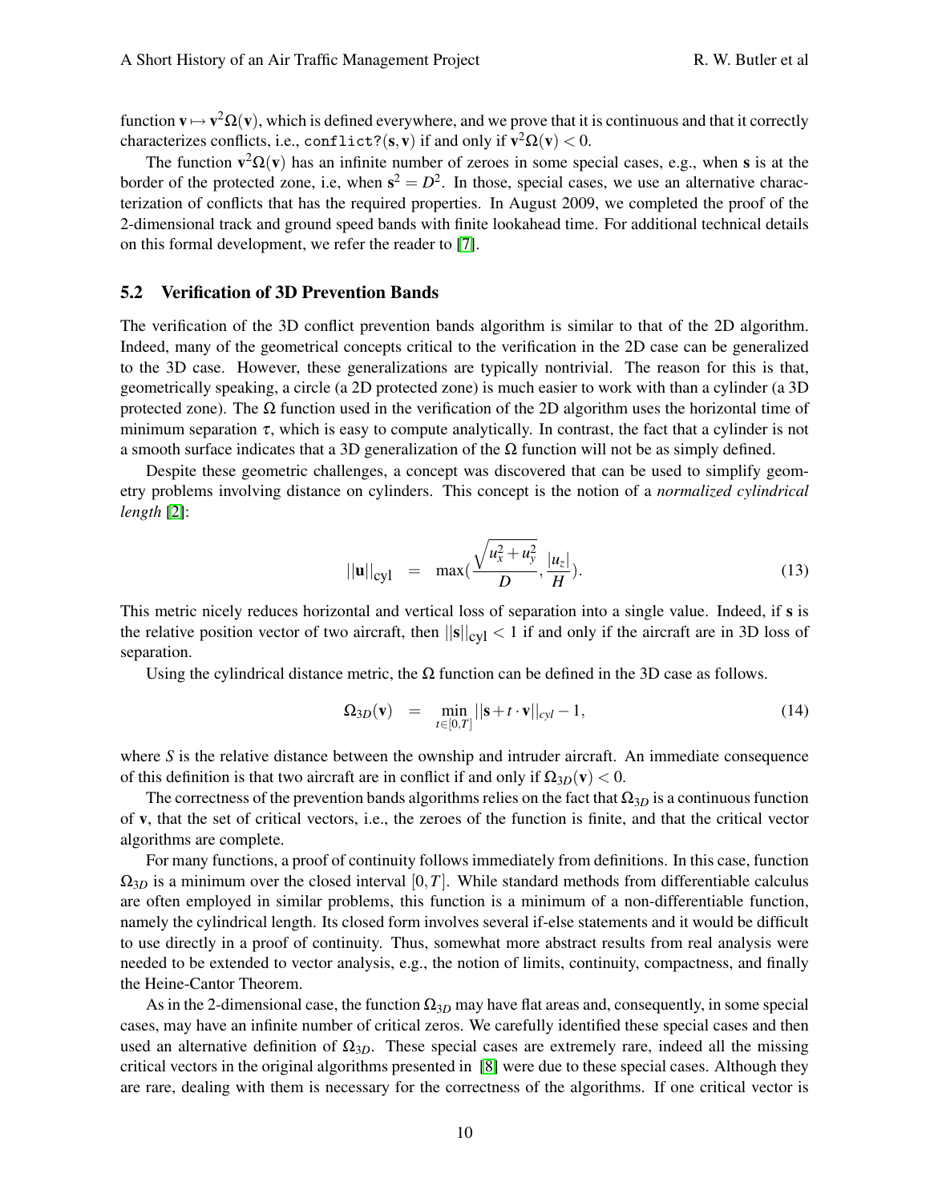function $\mathbf{v} \mapsto \mathbf{v}^2\Omega(\mathbf{v})$, which is defined everywhere, and we prove that it is continuous and that it correctly characterizes conflicts, i.e., `conflict?`$(\mathbf{s}, \mathbf{v})$ if and only if $\mathbf{v}^2\Omega(\mathbf{v}) < 0$.

The function $\mathbf{v}^2\Omega(\mathbf{v})$ has an infinite number of zeroes in some special cases, e.g., when $\mathbf{s}$ is at the border of the protected zone, i.e, when $\mathbf{s}^2 = D^2$. In those, special cases, we use an alternative characterization of conflicts that has the required properties. In August 2009, we completed the proof of the 2-dimensional track and ground speed bands with finite lookahead time. For additional technical details on this formal development, we refer the reader to [7].

### 5.2 Verification of 3D Prevention Bands

The verification of the 3D conflict prevention bands algorithm is similar to that of the 2D algorithm. Indeed, many of the geometrical concepts critical to the verification in the 2D case can be generalized to the 3D case. However, these generalizations are typically nontrivial. The reason for this is that, geometrically speaking, a circle (a 2D protected zone) is much easier to work with than a cylinder (a 3D protected zone). The $\Omega$ function used in the verification of the 2D algorithm uses the horizontal time of minimum separation $\tau$, which is easy to compute analytically. In contrast, the fact that a cylinder is not a smooth surface indicates that a 3D generalization of the $\Omega$ function will not be as simply defined.

Despite these geometric challenges, a concept was discovered that can be used to simplify geometry problems involving distance on cylinders. This concept is the notion of a *normalized cylindrical length* [2]:

$$||\mathbf{u}||_{\text{cyl}} \quad = \quad \max\left(\frac{\sqrt{u_x^2 + u_y^2}}{D}, \frac{|u_z|}{H}\right). \tag{13}$$

This metric nicely reduces horizontal and vertical loss of separation into a single value. Indeed, if $\mathbf{s}$ is the relative position vector of two aircraft, then $||\mathbf{s}||_{\text{cyl}} < 1$ if and only if the aircraft are in 3D loss of separation.

Using the cylindrical distance metric, the $\Omega$ function can be defined in the 3D case as follows.

$$\Omega_{3D}(\mathbf{v}) \quad = \quad \min_{t \in [0,T]} ||\mathbf{s} + t \cdot \mathbf{v}||_{cyl} - 1, \tag{14}$$

where $S$ is the relative distance between the ownship and intruder aircraft. An immediate consequence of this definition is that two aircraft are in conflict if and only if $\Omega_{3D}(\mathbf{v}) < 0$.

The correctness of the prevention bands algorithms relies on the fact that $\Omega_{3D}$ is a continuous function of $\mathbf{v}$, that the set of critical vectors, i.e., the zeroes of the function is finite, and that the critical vector algorithms are complete.

For many functions, a proof of continuity follows immediately from definitions. In this case, function $\Omega_{3D}$ is a minimum over the closed interval $[0, T]$. While standard methods from differentiable calculus are often employed in similar problems, this function is a minimum of a non-differentiable function, namely the cylindrical length. Its closed form involves several if-else statements and it would be difficult to use directly in a proof of continuity. Thus, somewhat more abstract results from real analysis were needed to be extended to vector analysis, e.g., the notion of limits, continuity, compactness, and finally the Heine-Cantor Theorem.

As in the 2-dimensional case, the function $\Omega_{3D}$ may have flat areas and, consequently, in some special cases, may have an infinite number of critical zeros. We carefully identified these special cases and then used an alternative definition of $\Omega_{3D}$. These special cases are extremely rare, indeed all the missing critical vectors in the original algorithms presented in [8] were due to these special cases. Although they are rare, dealing with them is necessary for the correctness of the algorithms. If one critical vector is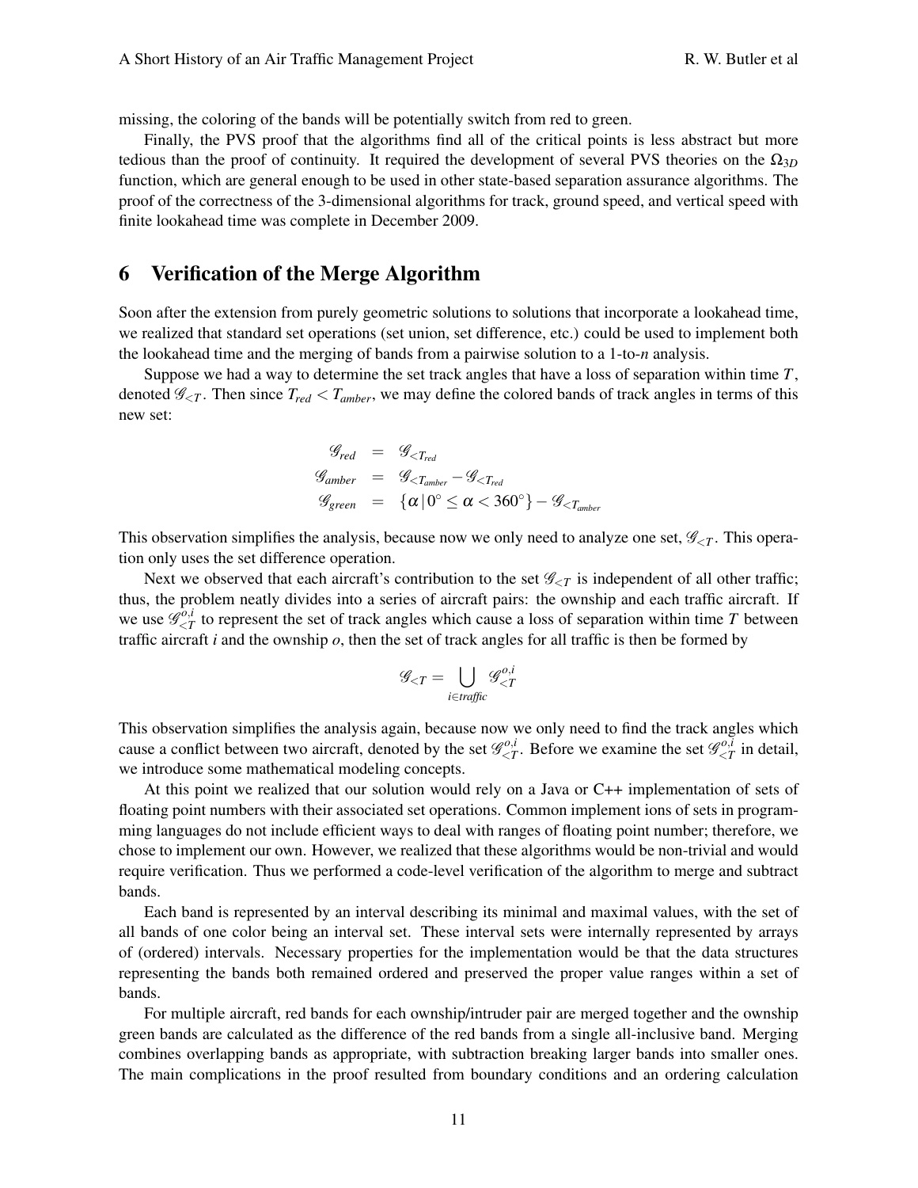missing, the coloring of the bands will be potentially switch from red to green.

Finally, the PVS proof that the algorithms find all of the critical points is less abstract but more tedious than the proof of continuity. It required the development of several PVS theories on the $\Omega_{3D}$ function, which are general enough to be used in other state-based separation assurance algorithms. The proof of the correctness of the 3-dimensional algorithms for track, ground speed, and vertical speed with finite lookahead time was complete in December 2009.

## 6 Verification of the Merge Algorithm

Soon after the extension from purely geometric solutions to solutions that incorporate a lookahead time, we realized that standard set operations (set union, set difference, etc.) could be used to implement both the lookahead time and the merging of bands from a pairwise solution to a 1-to-$n$ analysis.

Suppose we had a way to determine the set track angles that have a loss of separation within time $T$, denoted $\mathcal{G}_{<T}$. Then since $T_{red} < T_{amber}$, we may define the colored bands of track angles in terms of this new set:

$$
\begin{aligned}
\mathcal{G}_{red} &= \mathcal{G}_{<T_{red}} \\
\mathcal{G}_{amber} &= \mathcal{G}_{<T_{amber}} - \mathcal{G}_{<T_{red}} \\
\mathcal{G}_{green} &= \{\alpha \,|\, 0^\circ \leq \alpha < 360^\circ\} - \mathcal{G}_{<T_{amber}}
\end{aligned}
$$

This observation simplifies the analysis, because now we only need to analyze one set, $\mathcal{G}_{<T}$. This operation only uses the set difference operation.

Next we observed that each aircraft's contribution to the set $\mathcal{G}_{<T}$ is independent of all other traffic; thus, the problem neatly divides into a series of aircraft pairs: the ownship and each traffic aircraft. If we use $\mathcal{G}^{o,i}_{<T}$ to represent the set of track angles which cause a loss of separation within time $T$ between traffic aircraft $i$ and the ownship $o$, then the set of track angles for all traffic is then be formed by

$$
\mathcal{G}_{<T} = \bigcup_{i \in \mathit{traffic}} \mathcal{G}^{o,i}_{<T}
$$

This observation simplifies the analysis again, because now we only need to find the track angles which cause a conflict between two aircraft, denoted by the set $\mathcal{G}^{o,i}_{<T}$. Before we examine the set $\mathcal{G}^{o,i}_{<T}$ in detail, we introduce some mathematical modeling concepts.

At this point we realized that our solution would rely on a Java or C++ implementation of sets of floating point numbers with their associated set operations. Common implement ions of sets in programming languages do not include efficient ways to deal with ranges of floating point number; therefore, we chose to implement our own. However, we realized that these algorithms would be non-trivial and would require verification. Thus we performed a code-level verification of the algorithm to merge and subtract bands.

Each band is represented by an interval describing its minimal and maximal values, with the set of all bands of one color being an interval set. These interval sets were internally represented by arrays of (ordered) intervals. Necessary properties for the implementation would be that the data structures representing the bands both remained ordered and preserved the proper value ranges within a set of bands.

For multiple aircraft, red bands for each ownship/intruder pair are merged together and the ownship green bands are calculated as the difference of the red bands from a single all-inclusive band. Merging combines overlapping bands as appropriate, with subtraction breaking larger bands into smaller ones. The main complications in the proof resulted from boundary conditions and an ordering calculation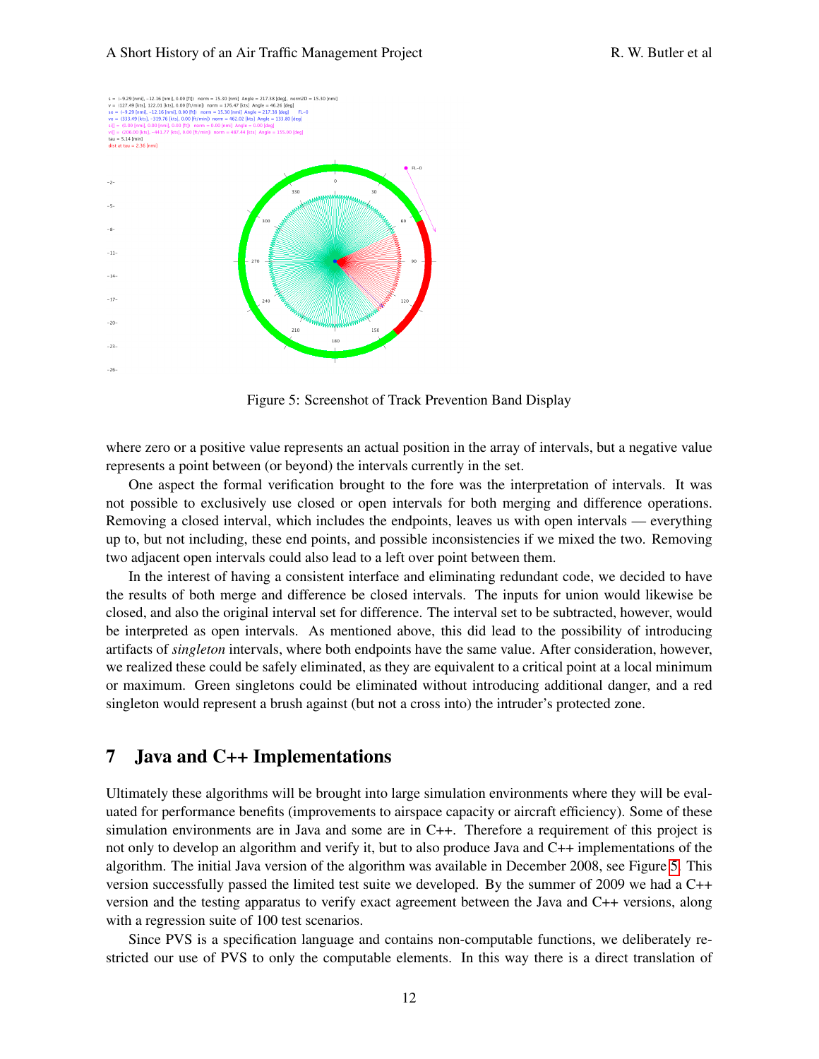Figure 5: Screenshot of Track Prevention Band Display

where zero or a positive value represents an actual position in the array of intervals, but a negative value represents a point between (or beyond) the intervals currently in the set.

One aspect the formal verification brought to the fore was the interpretation of intervals. It was not possible to exclusively use closed or open intervals for both merging and difference operations. Removing a closed interval, which includes the endpoints, leaves us with open intervals — everything up to, but not including, these end points, and possible inconsistencies if we mixed the two. Removing two adjacent open intervals could also lead to a left over point between them.

In the interest of having a consistent interface and eliminating redundant code, we decided to have the results of both merge and difference be closed intervals. The inputs for union would likewise be closed, and also the original interval set for difference. The interval set to be subtracted, however, would be interpreted as open intervals. As mentioned above, this did lead to the possibility of introducing artifacts of *singleton* intervals, where both endpoints have the same value. After consideration, however, we realized these could be safely eliminated, as they are equivalent to a critical point at a local minimum or maximum. Green singletons could be eliminated without introducing additional danger, and a red singleton would represent a brush against (but not a cross into) the intruder's protected zone.

## 7 Java and C++ Implementations

Ultimately these algorithms will be brought into large simulation environments where they will be evaluated for performance benefits (improvements to airspace capacity or aircraft efficiency). Some of these simulation environments are in Java and some are in C++. Therefore a requirement of this project is not only to develop an algorithm and verify it, but to also produce Java and C++ implementations of the algorithm. The initial Java version of the algorithm was available in December 2008, see Figure 5. This version successfully passed the limited test suite we developed. By the summer of 2009 we had a C++ version and the testing apparatus to verify exact agreement between the Java and C++ versions, along with a regression suite of 100 test scenarios.

Since PVS is a specification language and contains non-computable functions, we deliberately restricted our use of PVS to only the computable elements. In this way there is a direct translation of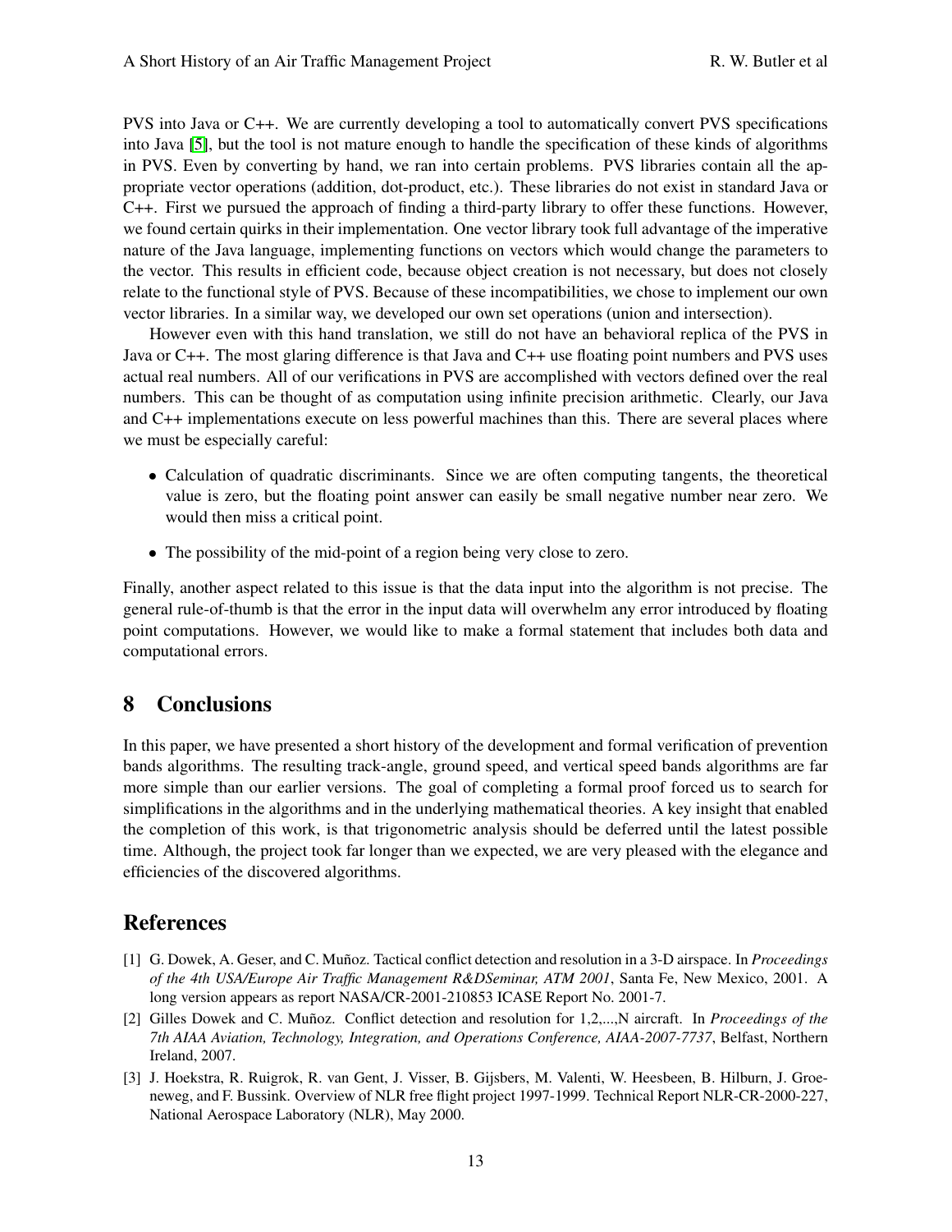PVS into Java or C++. We are currently developing a tool to automatically convert PVS specifications into Java [5], but the tool is not mature enough to handle the specification of these kinds of algorithms in PVS. Even by converting by hand, we ran into certain problems. PVS libraries contain all the appropriate vector operations (addition, dot-product, etc.). These libraries do not exist in standard Java or C++. First we pursued the approach of finding a third-party library to offer these functions. However, we found certain quirks in their implementation. One vector library took full advantage of the imperative nature of the Java language, implementing functions on vectors which would change the parameters to the vector. This results in efficient code, because object creation is not necessary, but does not closely relate to the functional style of PVS. Because of these incompatibilities, we chose to implement our own vector libraries. In a similar way, we developed our own set operations (union and intersection).

However even with this hand translation, we still do not have an behavioral replica of the PVS in Java or C++. The most glaring difference is that Java and C++ use floating point numbers and PVS uses actual real numbers. All of our verifications in PVS are accomplished with vectors defined over the real numbers. This can be thought of as computation using infinite precision arithmetic. Clearly, our Java and C++ implementations execute on less powerful machines than this. There are several places where we must be especially careful:

- Calculation of quadratic discriminants. Since we are often computing tangents, the theoretical value is zero, but the floating point answer can easily be small negative number near zero. We would then miss a critical point.
- The possibility of the mid-point of a region being very close to zero.

Finally, another aspect related to this issue is that the data input into the algorithm is not precise. The general rule-of-thumb is that the error in the input data will overwhelm any error introduced by floating point computations. However, we would like to make a formal statement that includes both data and computational errors.

## 8 Conclusions

In this paper, we have presented a short history of the development and formal verification of prevention bands algorithms. The resulting track-angle, ground speed, and vertical speed bands algorithms are far more simple than our earlier versions. The goal of completing a formal proof forced us to search for simplifications in the algorithms and in the underlying mathematical theories. A key insight that enabled the completion of this work, is that trigonometric analysis should be deferred until the latest possible time. Although, the project took far longer than we expected, we are very pleased with the elegance and efficiencies of the discovered algorithms.

## References

[1] G. Dowek, A. Geser, and C. Muñoz. Tactical conflict detection and resolution in a 3-D airspace. In *Proceedings of the 4th USA/Europe Air Traffic Management R&DSeminar, ATM 2001*, Santa Fe, New Mexico, 2001. A long version appears as report NASA/CR-2001-210853 ICASE Report No. 2001-7.

[2] Gilles Dowek and C. Muñoz. Conflict detection and resolution for 1,2,...,N aircraft. In *Proceedings of the 7th AIAA Aviation, Technology, Integration, and Operations Conference, AIAA-2007-7737*, Belfast, Northern Ireland, 2007.

[3] J. Hoekstra, R. Ruigrok, R. van Gent, J. Visser, B. Gijsbers, M. Valenti, W. Heesbeen, B. Hilburn, J. Groeneweg, and F. Bussink. Overview of NLR free flight project 1997-1999. Technical Report NLR-CR-2000-227, National Aerospace Laboratory (NLR), May 2000.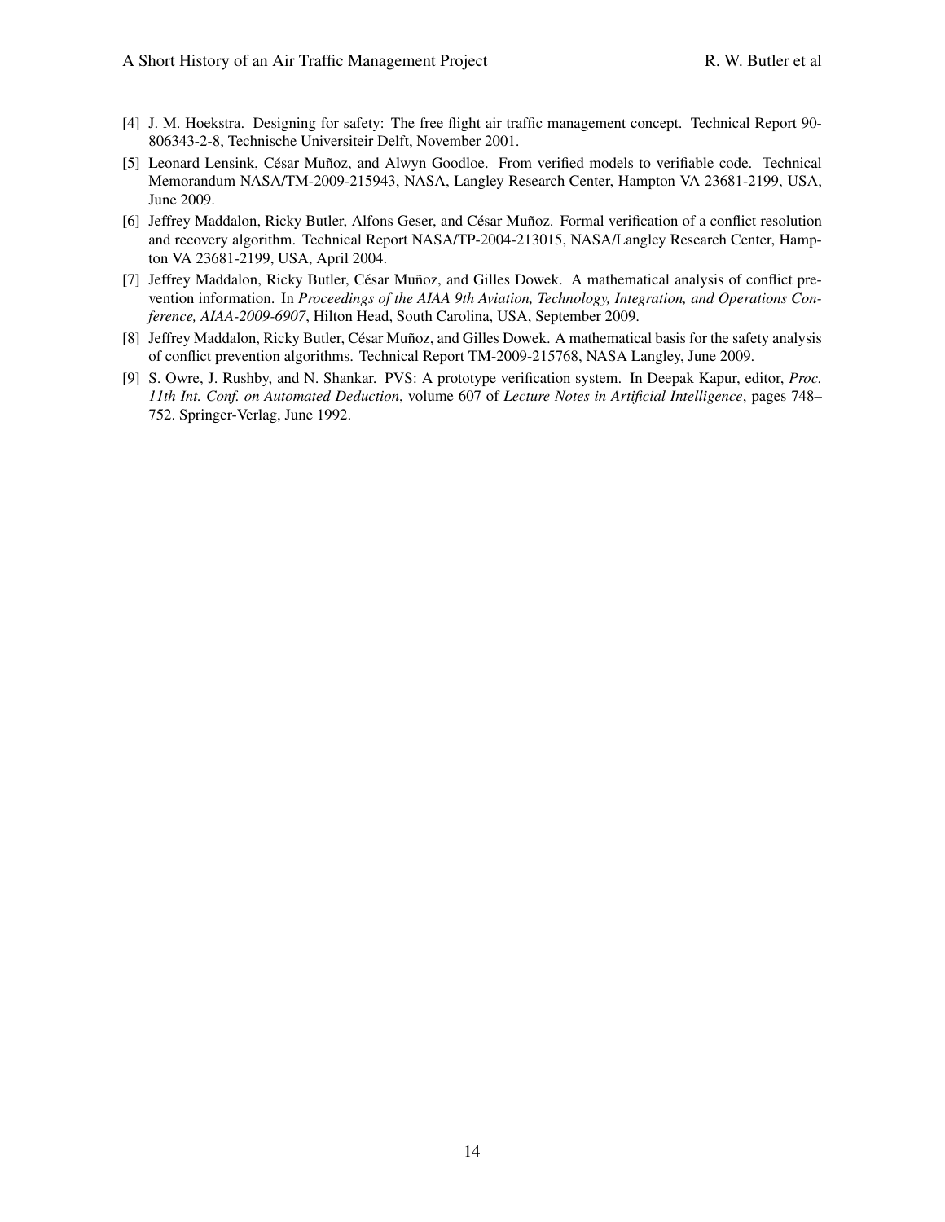[4] J. M. Hoekstra. Designing for safety: The free flight air traffic management concept. Technical Report 90-806343-2-8, Technische Universiteir Delft, November 2001.

[5] Leonard Lensink, César Muñoz, and Alwyn Goodloe. From verified models to verifiable code. Technical Memorandum NASA/TM-2009-215943, NASA, Langley Research Center, Hampton VA 23681-2199, USA, June 2009.

[6] Jeffrey Maddalon, Ricky Butler, Alfons Geser, and César Muñoz. Formal verification of a conflict resolution and recovery algorithm. Technical Report NASA/TP-2004-213015, NASA/Langley Research Center, Hampton VA 23681-2199, USA, April 2004.

[7] Jeffrey Maddalon, Ricky Butler, César Muñoz, and Gilles Dowek. A mathematical analysis of conflict prevention information. In *Proceedings of the AIAA 9th Aviation, Technology, Integration, and Operations Conference, AIAA-2009-6907*, Hilton Head, South Carolina, USA, September 2009.

[8] Jeffrey Maddalon, Ricky Butler, César Muñoz, and Gilles Dowek. A mathematical basis for the safety analysis of conflict prevention algorithms. Technical Report TM-2009-215768, NASA Langley, June 2009.

[9] S. Owre, J. Rushby, and N. Shankar. PVS: A prototype verification system. In Deepak Kapur, editor, *Proc. 11th Int. Conf. on Automated Deduction*, volume 607 of *Lecture Notes in Artificial Intelligence*, pages 748–752. Springer-Verlag, June 1992.